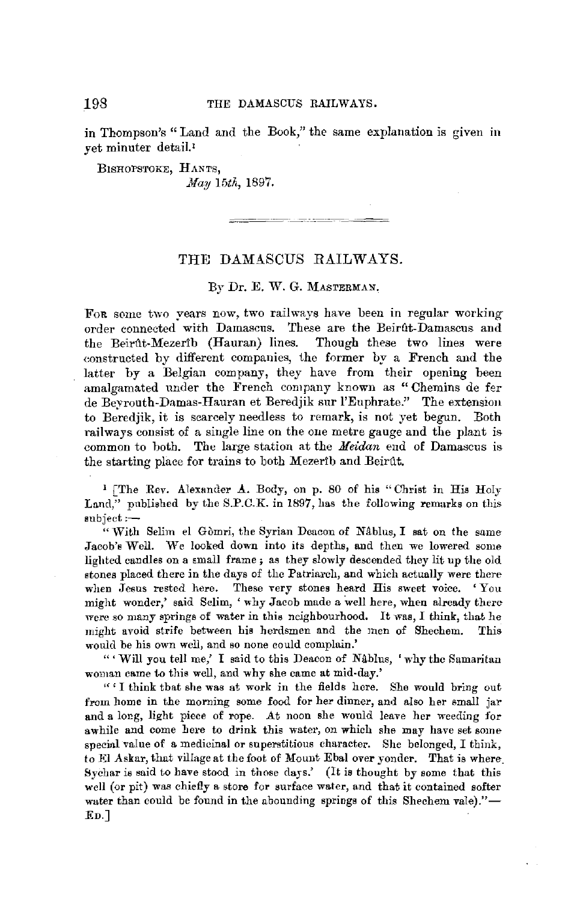in Thompson's "Land and the Book," the same explanation is given in yet minuter detail.[1]

BISHOPSTOKE, HANTS,
*May 15th*, 1897.

---

## THE DAMASCUS RAILWAYS.

By Dr. E. W. G. MASTERMAN.

FOR some two years now, two railways have been in regular working order connected with Damascus. These are the Beirût-Damascus and the Beirût-Mezerîb (Hauran) lines. Though these two lines were constructed by different companies, the former by a French and the latter by a Belgian company, they have from their opening been amalgamated under the French company known as "Chemins de fer de Beyrouth-Damas-Hauran et Beredjik sur l'Euphrate." The extension to Beredjik, it is scarcely needless to remark, is not yet begun. Both railways consist of a single line on the one metre gauge and the plant is common to both. The large station at the *Meidan* end of Damascus is the starting place for trains to both Mezerîb and Beirût.

[1] [The Rev. Alexander A. Body, on p. 80 of his "Christ in His Holy Land," published by the S.P.C.K. in 1897, has the following remarks on this subject:—

"With Selim el Gômri, the Syrian Deacon of Nâblus, I sat on the same Jacob's Well. We looked down into its depths, and then we lowered some lighted candles on a small frame; as they slowly descended they lit up the old stones placed there in the days of the Patriarch, and which actually were there when Jesus rested here. These very stones heard His sweet voice. 'You might wonder,' said Selim, 'why Jacob made a well here, when already there were so many springs of water in this neighbourhood. It was, I think, that he might avoid strife between his herdsmen and the men of Shechem. This would be his own well, and so none could complain.'

"'Will you tell me,' I said to this Deacon of Nâblus, 'why the Samaritan woman came to this well, and why she came at mid-day.'

"'I think that she was at work in the fields here. She would bring out from home in the morning some food for her dinner, and also her small jar and a long, light piece of rope. At noon she would leave her weeding for awhile and come here to drink this water, on which she may have set some special value of a medicinal or superstitious character. She belonged, I think, to El Askar, that village at the foot of Mount Ebal over yonder. That is where Sychar is said to have stood in those days.' (It is thought by some that this well (or pit) was chiefly a store for surface water, and that it contained softer water than could be found in the abounding springs of this Shechem vale)."—ED.]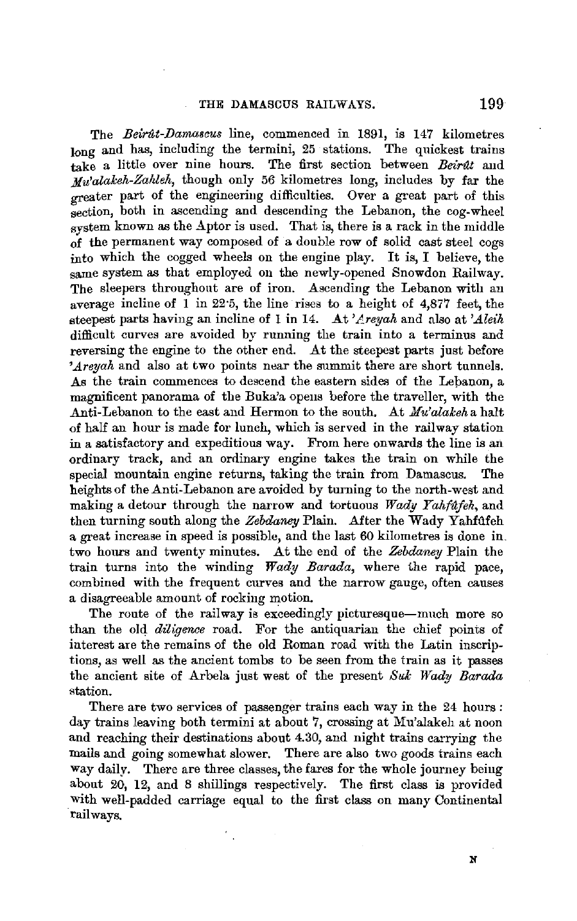The *Beirût-Damascus* line, commenced in 1891, is 147 kilometres long and has, including the termini, 25 stations. The quickest trains take a little over nine hours. The first section between *Beirût* and *Mu'alakeh-Zahleh*, though only 56 kilometres long, includes by far the greater part of the engineering difficulties. Over a great part of this section, both in ascending and descending the Lebanon, the cog-wheel system known as the Aptor is used. That is, there is a rack in the middle of the permanent way composed of a double row of solid cast steel cogs into which the cogged wheels on the engine play. It is, I believe, the same system as that employed on the newly-opened Snowdon Railway. The sleepers throughout are of iron. Ascending the Lebanon with an average incline of 1 in 22·5, the line rises to a height of 4,877 feet, the steepest parts having an incline of 1 in 14. At *'Areyah* and also at *'Aleih* difficult curves are avoided by running the train into a terminus and reversing the engine to the other end. At the steepest parts just before *'Areyah* and also at two points near the summit there are short tunnels. As the train commences to descend the eastern sides of the Lebanon, a magnificent panorama of the Buka'a opens before the traveller, with the Anti-Lebanon to the east and Hermon to the south. At *Mu'alakeh* a halt of half an hour is made for lunch, which is served in the railway station in a satisfactory and expeditious way. From here onwards the line is an ordinary track, and an ordinary engine takes the train on while the special mountain engine returns, taking the train from Damascus. The heights of the Anti-Lebanon are avoided by turning to the north-west and making a detour through the narrow and tortuous *Wady Yahfûfeh*, and then turning south along the *Zebdaney* Plain. After the Wady Yahfûfeh a great increase in speed is possible, and the last 60 kilometres is done in two hours and twenty minutes. At the end of the *Zebdaney* Plain the train turns into the winding *Wady Barada*, where the rapid pace, combined with the frequent curves and the narrow gauge, often causes a disagreeable amount of rocking motion.

The route of the railway is exceedingly picturesque—much more so than the old *diligence* road. For the antiquarian the chief points of interest are the remains of the old Roman road with the Latin inscriptions, as well as the ancient tombs to be seen from the train as it passes the ancient site of Arbela just west of the present *Suk Wady Barada* station.

There are two services of passenger trains each way in the 24 hours: day trains leaving both termini at about 7, crossing at Mu'alakeh at noon and reaching their destinations about 4.30, and night trains carrying the mails and going somewhat slower. There are also two goods trains each way daily. There are three classes, the fares for the whole journey being about 20, 12, and 8 shillings respectively. The first class is provided with well-padded carriage equal to the first class on many Continental railways.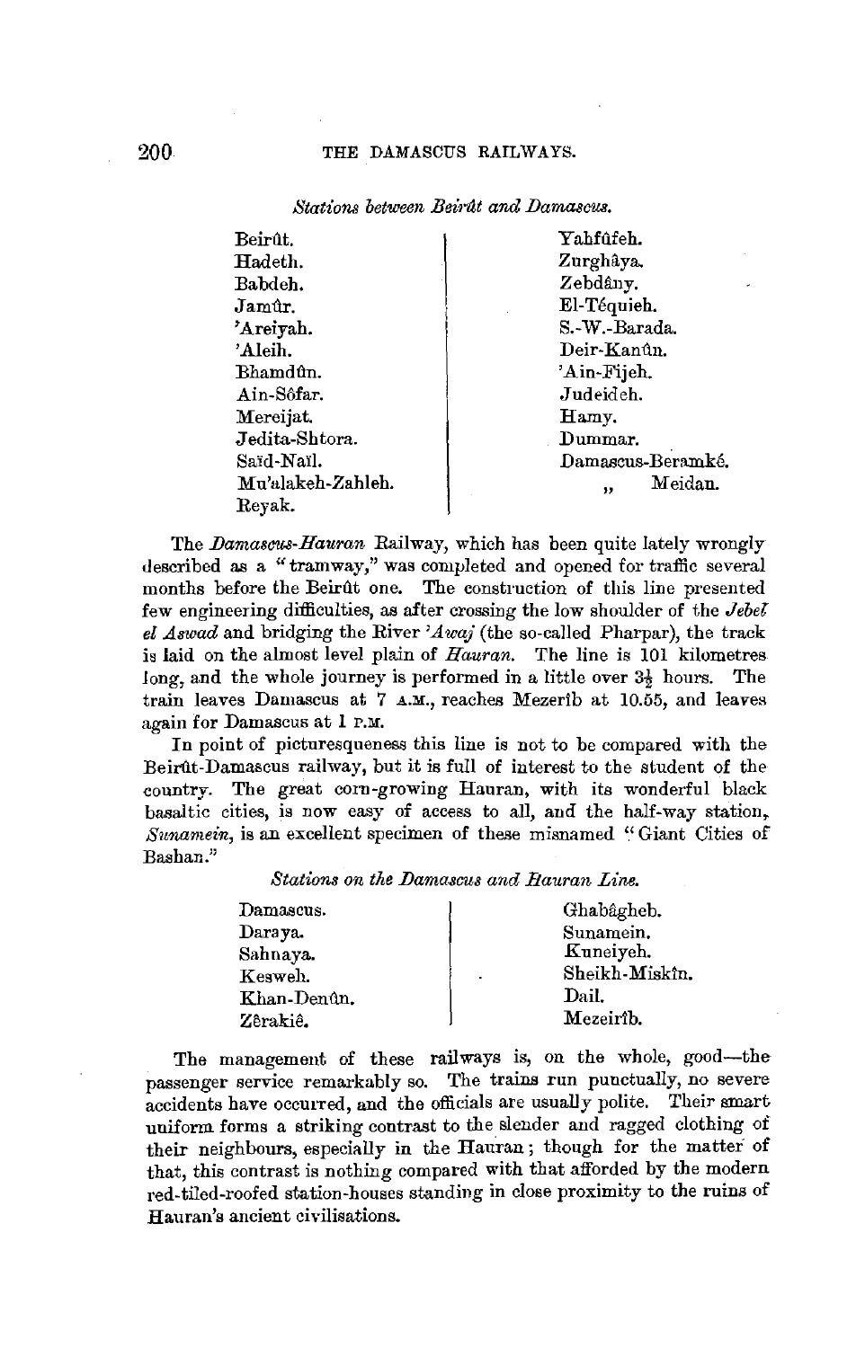*Stations between Beirût and Damascus.*

| | |
|---|---|
| Beirût. | Yahfûfeh. |
| Hadeth. | Zurghâya. |
| Babdeh. | Zebdâny. |
| Jamûr. | El-Téquieh. |
| 'Areiyah. | S.-W.-Barada. |
| 'Aleih. | Deir-Kanûn. |
| Bhamdûn. | 'Ain-Fijeh. |
| Ain-Sôfar. | Judeideh. |
| Mereijat. | Hamy. |
| Jedita-Shtora. | Dummar. |
| Saïd-Naïl. | Damascus-Beramké. |
| Mu'alakeh-Zahleh. | " Meidan. |
| Reyak. | |

The *Damascus-Hauran* Railway, which has been quite lately wrongly described as a "tramway," was completed and opened for traffic several months before the Beirût one. The construction of this line presented few engineering difficulties, as after crossing the low shoulder of the *Jebel el Aswad* and bridging the River *'Awaj* (the so-called Pharpar), the track is laid on the almost level plain of *Hauran*. The line is 101 kilometres long, and the whole journey is performed in a little over 3½ hours. The train leaves Damascus at 7 A.M., reaches Mezerîb at 10.55, and leaves again for Damascus at 1 P.M.

In point of picturesqueness this line is not to be compared with the Beirût-Damascus railway, but it is full of interest to the student of the country. The great corn-growing Hauran, with its wonderful black basaltic cities, is now easy of access to all, and the half-way station, *Sunamein*, is an excellent specimen of these misnamed "Giant Cities of Bashan."

*Stations on the Damascus and Hauran Line.*

| | |
|---|---|
| Damascus. | Ghabâgheb. |
| Daraya. | Sunamein. |
| Sahnaya. | Kuneiyeh. |
| Kesweh. | Sheikh-Miskîn. |
| Khan-Denûn. | Dail. |
| Zêrakiê. | Mezeirîb. |

The management of these railways is, on the whole, good—the passenger service remarkably so. The trains run punctually, no severe accidents have occurred, and the officials are usually polite. Their smart uniform forms a striking contrast to the slender and ragged clothing of their neighbours, especially in the Hauran; though for the matter of that, this contrast is nothing compared with that afforded by the modern red-tiled-roofed station-houses standing in close proximity to the ruins of Hauran's ancient civilisations.